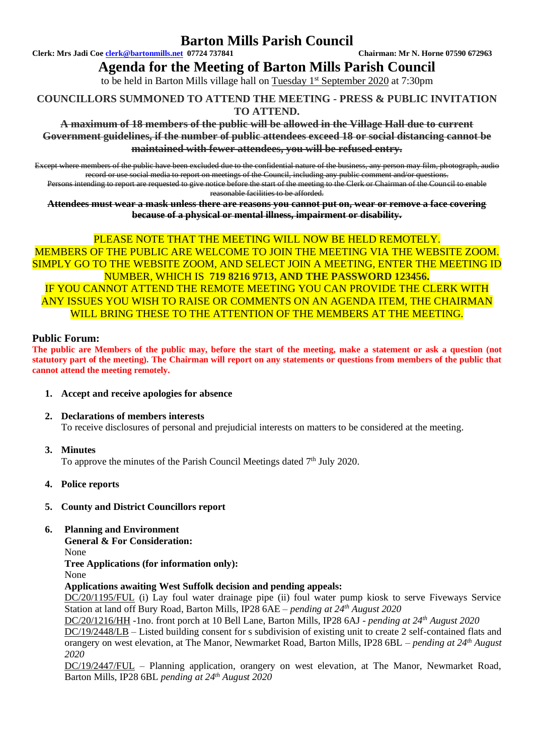# Barton Mills Parish Council

**Clerk: Mrs Jadi Coe [clerk@bartonmills.net](mailto:clerk@bartonmills.net) 07724 737841** **Chairman: Mr N. Horne 07590 672963**

## Agenda for the Meeting of Barton Mills Parish Council

to be held in Barton Mills village hall on Tuesday 1st September 2020 at 7:30pm

**COUNCILLORS SUMMONED TO ATTEND THE MEETING - PRESS & PUBLIC INVITATION TO ATTEND.**

~~**A maximum of 18 members of the public will be allowed in the Village Hall due to current Government guidelines, if the number of public attendees exceed 18 or social distancing cannot be maintained with fewer attendees, you will be refused entry.**~~

~~Except where members of the public have been excluded due to the confidential nature of the business, any person may film, photograph, audio record or use social media to report on meetings of the Council, including any public comment and/or questions.~~
~~Persons intending to report are requested to give notice before the start of the meeting to the Clerk or Chairman of the Council to enable reasonable facilities to be afforded.~~

~~**Attendees must wear a mask unless there are reasons you cannot put on, wear or remove a face covering because of a physical or mental illness, impairment or disability.**~~

PLEASE NOTE THAT THE MEETING WILL NOW BE HELD REMOTELY.
MEMBERS OF THE PUBLIC ARE WELCOME TO JOIN THE MEETING VIA THE WEBSITE ZOOM. SIMPLY GO TO THE WEBSITE ZOOM, AND SELECT JOIN A MEETING, ENTER THE MEETING ID NUMBER, WHICH IS **719 8216 9713, AND THE PASSWORD 123456.**
IF YOU CANNOT ATTEND THE REMOTE MEETING YOU CAN PROVIDE THE CLERK WITH ANY ISSUES YOU WISH TO RAISE OR COMMENTS ON AN AGENDA ITEM, THE CHAIRMAN WILL BRING THESE TO THE ATTENTION OF THE MEMBERS AT THE MEETING.

### Public Forum:

**The public are Members of the public may, before the start of the meeting, make a statement or ask a question (not statutory part of the meeting). The Chairman will report on any statements or questions from members of the public that cannot attend the meeting remotely.**

1. **Accept and receive apologies for absence**

2. **Declarations of members interests**
   To receive disclosures of personal and prejudicial interests on matters to be considered at the meeting.

3. **Minutes**
   To approve the minutes of the Parish Council Meetings dated 7th July 2020.

4. **Police reports**

5. **County and District Councillors report**

6. **Planning and Environment**
   **General & For Consideration:**
   None
   **Tree Applications (for information only):**
   None
   **Applications awaiting West Suffolk decision and pending appeals:**
   DC/20/1195/FUL (i) Lay foul water drainage pipe (ii) foul water pump kiosk to serve Fiveways Service Station at land off Bury Road, Barton Mills, IP28 6AE – *pending at 24th August 2020*
   DC/20/1216/HH -1no. front porch at 10 Bell Lane, Barton Mills, IP28 6AJ - *pending at 24th August 2020*
   DC/19/2448/LB – Listed building consent for s subdivision of existing unit to create 2 self-contained flats and orangery on west elevation, at The Manor, Newmarket Road, Barton Mills, IP28 6BL – *pending at 24th August 2020*
   DC/19/2447/FUL – Planning application, orangery on west elevation, at The Manor, Newmarket Road, Barton Mills, IP28 6BL *pending at 24th August 2020*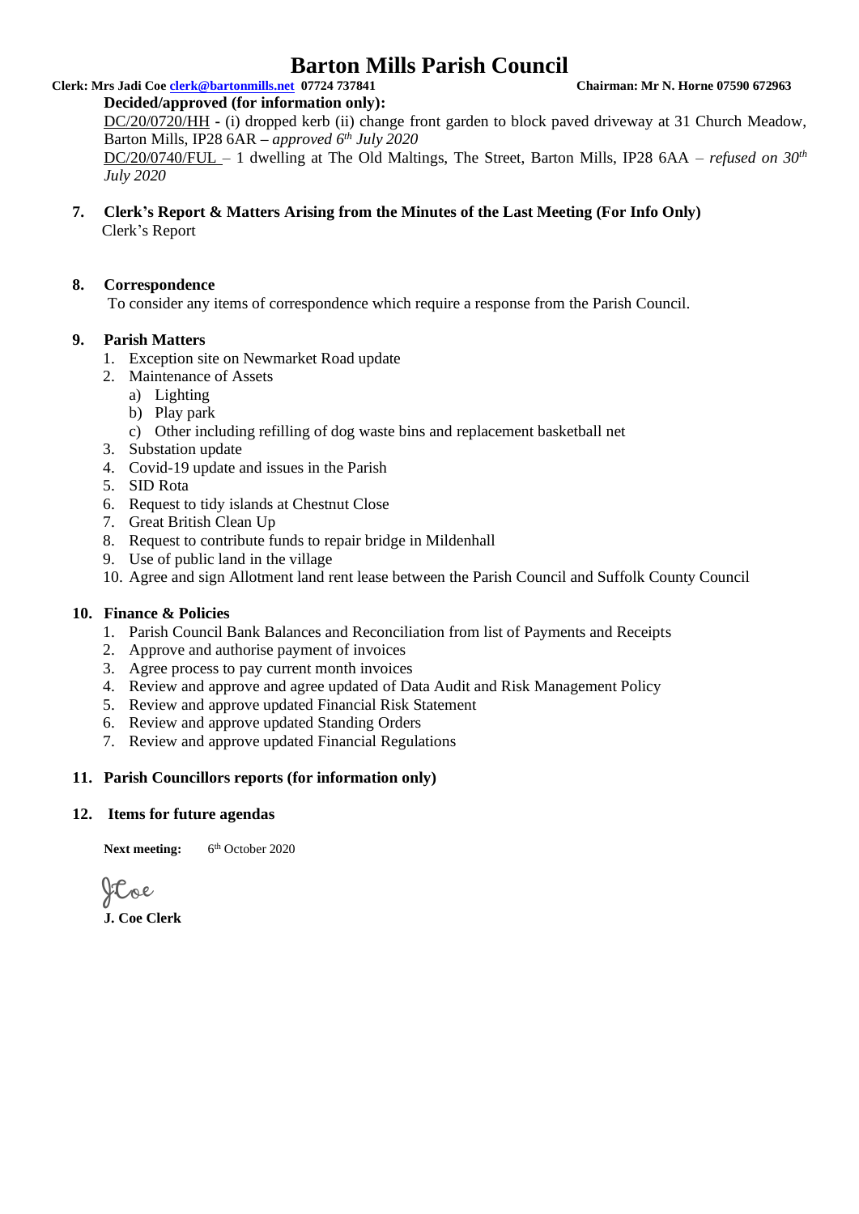**Decided/approved (for information only):**

DC/20/0720/HH - (i) dropped kerb (ii) change front garden to block paved driveway at 31 Church Meadow, Barton Mills, IP28 6AR – *approved 6th July 2020*

DC/20/0740/FUL – 1 dwelling at The Old Maltings, The Street, Barton Mills, IP28 6AA – *refused on 30th July 2020*

**7. Clerk's Report & Matters Arising from the Minutes of the Last Meeting (For Info Only)**

Clerk's Report

**8. Correspondence**

To consider any items of correspondence which require a response from the Parish Council.

**9. Parish Matters**

1. Exception site on Newmarket Road update
2. Maintenance of Assets
   a) Lighting
   b) Play park
   c) Other including refilling of dog waste bins and replacement basketball net
3. Substation update
4. Covid-19 update and issues in the Parish
5. SID Rota
6. Request to tidy islands at Chestnut Close
7. Great British Clean Up
8. Request to contribute funds to repair bridge in Mildenhall
9. Use of public land in the village
10. Agree and sign Allotment land rent lease between the Parish Council and Suffolk County Council

**10. Finance & Policies**

1. Parish Council Bank Balances and Reconciliation from list of Payments and Receipts
2. Approve and authorise payment of invoices
3. Agree process to pay current month invoices
4. Review and approve and agree updated of Data Audit and Risk Management Policy
5. Review and approve updated Financial Risk Statement
6. Review and approve updated Standing Orders
7. Review and approve updated Financial Regulations

**11. Parish Councillors reports (for information only)**

**12. Items for future agendas**

**Next meeting:** 6th October 2020

JCoe

**J. Coe Clerk**